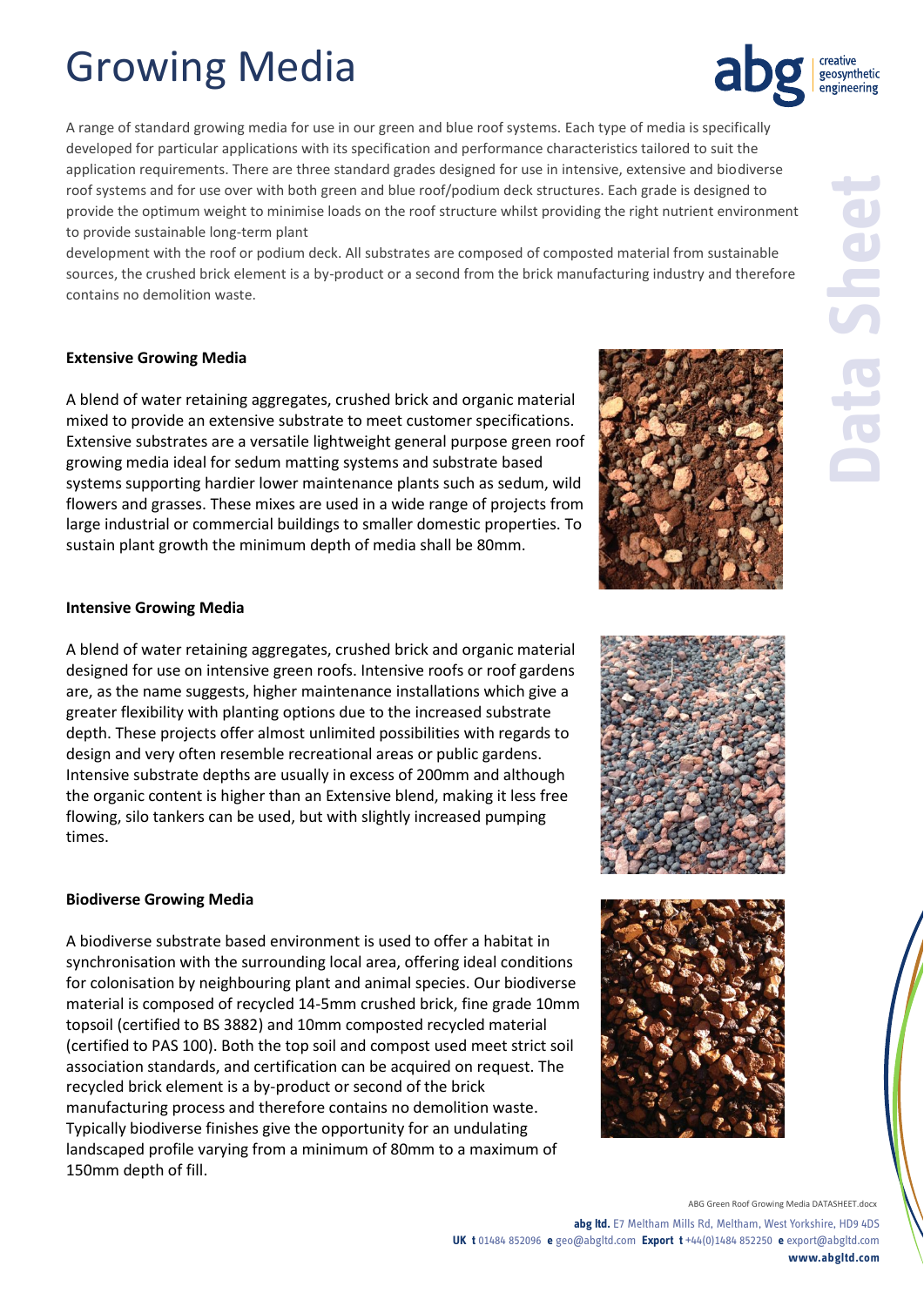# Growing Media

A range of standard growing media for use in our green and blue roof systems. Each type of media is specifically developed for particular applications with its specification and performance characteristics tailored to suit the application requirements. There are three standard grades designed for use in intensive, extensive and biodiverse roof systems and for use over with both green and blue roof/podium deck structures. Each grade is designed to provide the optimum weight to minimise loads on the roof structure whilst providing the right nutrient environment to provide sustainable long-term plant development with the roof or podium deck. All substrates are composed of composted material from sustainable sources, the crushed brick element is a by-product or a second from the brick manufacturing industry and therefore contains no demolition waste.

**Extensive Growing Media**

A blend of water retaining aggregates, crushed brick and organic material mixed to provide an extensive substrate to meet customer specifications. Extensive substrates are a versatile lightweight general purpose green roof growing media ideal for sedum matting systems and substrate based systems supporting hardier lower maintenance plants such as sedum, wild flowers and grasses. These mixes are used in a wide range of projects from large industrial or commercial buildings to smaller domestic properties. To sustain plant growth the minimum depth of media shall be 80mm.

**Intensive Growing Media**

A blend of water retaining aggregates, crushed brick and organic material designed for use on intensive green roofs. Intensive roofs or roof gardens are, as the name suggests, higher maintenance installations which give a greater flexibility with planting options due to the increased substrate depth. These projects offer almost unlimited possibilities with regards to design and very often resemble recreational areas or public gardens. Intensive substrate depths are usually in excess of 200mm and although the organic content is higher than an Extensive blend, making it less free flowing, silo tankers can be used, but with slightly increased pumping times.

**Biodiverse Growing Media**

A biodiverse substrate based environment is used to offer a habitat in synchronisation with the surrounding local area, offering ideal conditions for colonisation by neighbouring plant and animal species. Our biodiverse material is composed of recycled 14-5mm crushed brick, fine grade 10mm topsoil (certified to BS 3882) and 10mm composted recycled material (certified to PAS 100). Both the top soil and compost used meet strict soil association standards, and certification can be acquired on request. The recycled brick element is a by-product or second of the brick manufacturing process and therefore contains no demolition waste. Typically biodiverse finishes give the opportunity for an undulating landscaped profile varying from a minimum of 80mm to a maximum of 150mm depth of fill.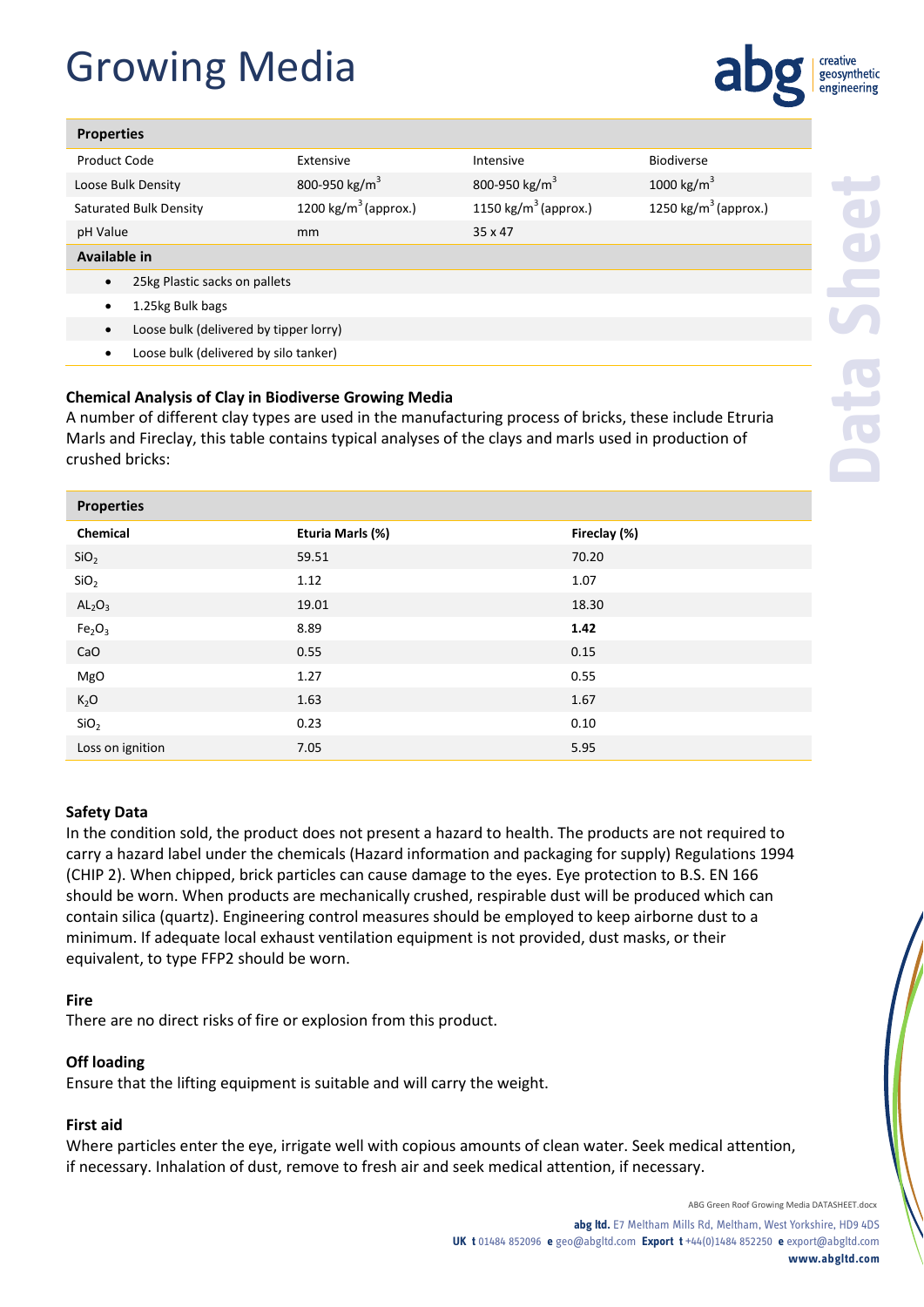# Growing Media

| Properties | | | |
|---|---|---|---|
| Product Code | Extensive | Intensive | Biodiverse |
| Loose Bulk Density | 800-950 kg/m$^3$ | 800-950 kg/m$^3$ | 1000 kg/m$^3$ |
| Saturated Bulk Density | 1200 kg/m$^3$ (approx.) | 1150 kg/m$^3$ (approx.) | 1250 kg/m$^3$ (approx.) |
| pH Value | mm | 35 x 47 | |

**Available in**

- 25kg Plastic sacks on pallets
- 1.25kg Bulk bags
- Loose bulk (delivered by tipper lorry)
- Loose bulk (delivered by silo tanker)

### Chemical Analysis of Clay in Biodiverse Growing Media

A number of different clay types are used in the manufacturing process of bricks, these include Etruria Marls and Fireclay, this table contains typical analyses of the clays and marls used in production of crushed bricks:

| Properties | | |
|---|---|---|
| **Chemical** | **Eturia Marls (%)** | **Fireclay (%)** |
| $SiO_2$ | 59.51 | 70.20 |
| $SiO_2$ | 1.12 | 1.07 |
| $AL_2O_3$ | 19.01 | 18.30 |
| $Fe_2O_3$ | 8.89 | **1.42** |
| CaO | 0.55 | 0.15 |
| MgO | 1.27 | 0.55 |
| $K_2O$ | 1.63 | 1.67 |
| $SiO_2$ | 0.23 | 0.10 |
| Loss on ignition | 7.05 | 5.95 |

### Safety Data

In the condition sold, the product does not present a hazard to health. The products are not required to carry a hazard label under the chemicals (Hazard information and packaging for supply) Regulations 1994 (CHIP 2). When chipped, brick particles can cause damage to the eyes. Eye protection to B.S. EN 166 should be worn. When products are mechanically crushed, respirable dust will be produced which can contain silica (quartz). Engineering control measures should be employed to keep airborne dust to a minimum. If adequate local exhaust ventilation equipment is not provided, dust masks, or their equivalent, to type FFP2 should be worn.

### Fire

There are no direct risks of fire or explosion from this product.

### Off loading

Ensure that the lifting equipment is suitable and will carry the weight.

### First aid

Where particles enter the eye, irrigate well with copious amounts of clean water. Seek medical attention, if necessary. Inhalation of dust, remove to fresh air and seek medical attention, if necessary.